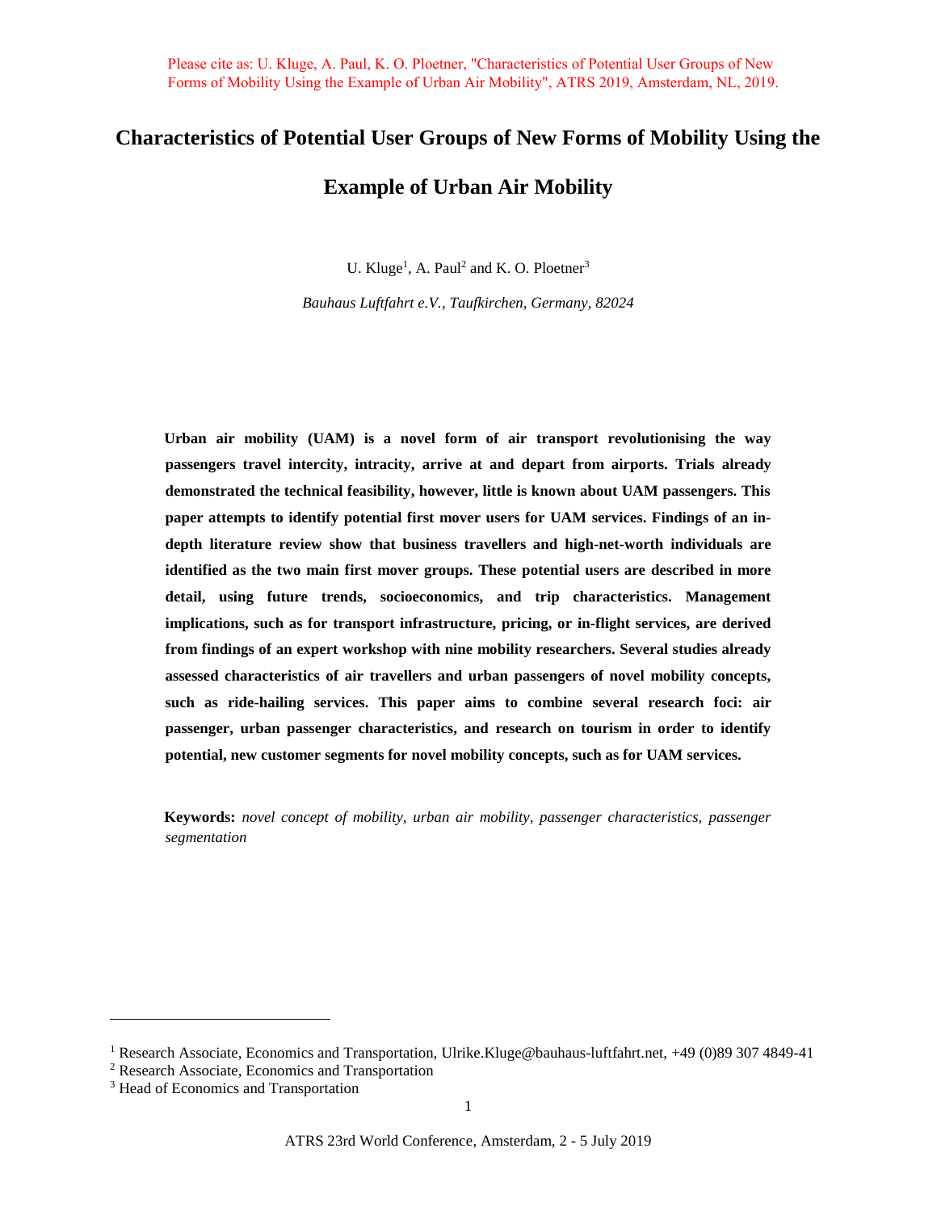Please cite as: U. Kluge, A. Paul, K. O. Ploetner, "Characteristics of Potential User Groups of New Forms of Mobility Using the Example of Urban Air Mobility", ATRS 2019, Amsterdam, NL, 2019.

# Characteristics of Potential User Groups of New Forms of Mobility Using the Example of Urban Air Mobility

U. Kluge[1], A. Paul[2] and K. O. Ploetner[3]

*Bauhaus Luftfahrt e.V., Taufkirchen, Germany, 82024*

**Urban air mobility (UAM) is a novel form of air transport revolutionising the way passengers travel intercity, intracity, arrive at and depart from airports. Trials already demonstrated the technical feasibility, however, little is known about UAM passengers. This paper attempts to identify potential first mover users for UAM services. Findings of an in-depth literature review show that business travellers and high-net-worth individuals are identified as the two main first mover groups. These potential users are described in more detail, using future trends, socioeconomics, and trip characteristics. Management implications, such as for transport infrastructure, pricing, or in-flight services, are derived from findings of an expert workshop with nine mobility researchers. Several studies already assessed characteristics of air travellers and urban passengers of novel mobility concepts, such as ride-hailing services. This paper aims to combine several research foci: air passenger, urban passenger characteristics, and research on tourism in order to identify potential, new customer segments for novel mobility concepts, such as for UAM services.**

**Keywords:** *novel concept of mobility, urban air mobility, passenger characteristics, passenger segmentation*

---

[1] Research Associate, Economics and Transportation, Ulrike.Kluge@bauhaus-luftfahrt.net, +49 (0)89 307 4849-41

[2] Research Associate, Economics and Transportation

[3] Head of Economics and Transportation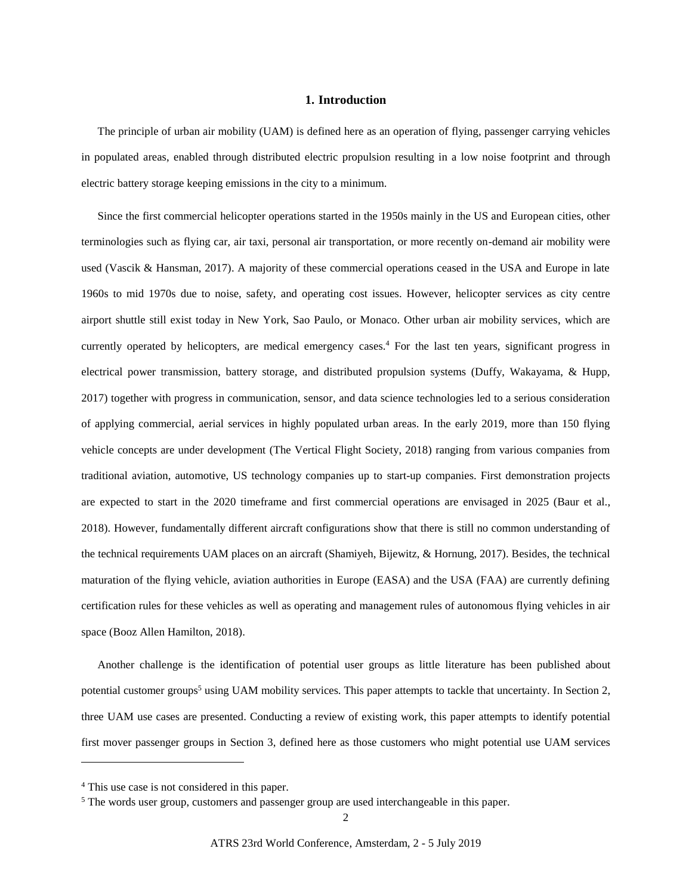# 1. Introduction

The principle of urban air mobility (UAM) is defined here as an operation of flying, passenger carrying vehicles in populated areas, enabled through distributed electric propulsion resulting in a low noise footprint and through electric battery storage keeping emissions in the city to a minimum.

Since the first commercial helicopter operations started in the 1950s mainly in the US and European cities, other terminologies such as flying car, air taxi, personal air transportation, or more recently on-demand air mobility were used (Vascik & Hansman, 2017). A majority of these commercial operations ceased in the USA and Europe in late 1960s to mid 1970s due to noise, safety, and operating cost issues. However, helicopter services as city centre airport shuttle still exist today in New York, Sao Paulo, or Monaco. Other urban air mobility services, which are currently operated by helicopters, are medical emergency cases.[4] For the last ten years, significant progress in electrical power transmission, battery storage, and distributed propulsion systems (Duffy, Wakayama, & Hupp, 2017) together with progress in communication, sensor, and data science technologies led to a serious consideration of applying commercial, aerial services in highly populated urban areas. In the early 2019, more than 150 flying vehicle concepts are under development (The Vertical Flight Society, 2018) ranging from various companies from traditional aviation, automotive, US technology companies up to start-up companies. First demonstration projects are expected to start in the 2020 timeframe and first commercial operations are envisaged in 2025 (Baur et al., 2018). However, fundamentally different aircraft configurations show that there is still no common understanding of the technical requirements UAM places on an aircraft (Shamiyeh, Bijewitz, & Hornung, 2017). Besides, the technical maturation of the flying vehicle, aviation authorities in Europe (EASA) and the USA (FAA) are currently defining certification rules for these vehicles as well as operating and management rules of autonomous flying vehicles in air space (Booz Allen Hamilton, 2018).

Another challenge is the identification of potential user groups as little literature has been published about potential customer groups[5] using UAM mobility services. This paper attempts to tackle that uncertainty. In Section 2, three UAM use cases are presented. Conducting a review of existing work, this paper attempts to identify potential first mover passenger groups in Section 3, defined here as those customers who might potential use UAM services

---

[4] This use case is not considered in this paper.

[5] The words user group, customers and passenger group are used interchangeable in this paper.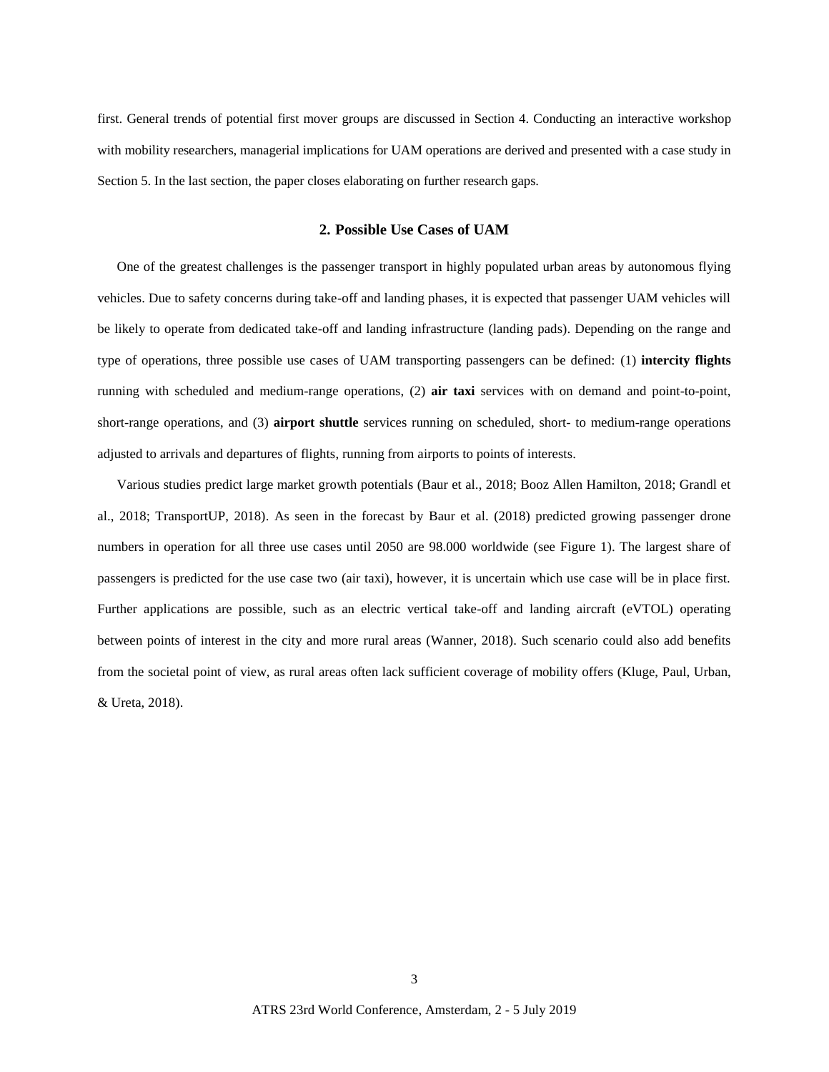first. General trends of potential first mover groups are discussed in Section 4. Conducting an interactive workshop with mobility researchers, managerial implications for UAM operations are derived and presented with a case study in Section 5. In the last section, the paper closes elaborating on further research gaps.

## 2. Possible Use Cases of UAM

One of the greatest challenges is the passenger transport in highly populated urban areas by autonomous flying vehicles. Due to safety concerns during take-off and landing phases, it is expected that passenger UAM vehicles will be likely to operate from dedicated take-off and landing infrastructure (landing pads). Depending on the range and type of operations, three possible use cases of UAM transporting passengers can be defined: (1) **intercity flights** running with scheduled and medium-range operations, (2) **air taxi** services with on demand and point-to-point, short-range operations, and (3) **airport shuttle** services running on scheduled, short- to medium-range operations adjusted to arrivals and departures of flights, running from airports to points of interests.

Various studies predict large market growth potentials (Baur et al., 2018; Booz Allen Hamilton, 2018; Grandl et al., 2018; TransportUP, 2018). As seen in the forecast by Baur et al. (2018) predicted growing passenger drone numbers in operation for all three use cases until 2050 are 98.000 worldwide (see Figure 1). The largest share of passengers is predicted for the use case two (air taxi), however, it is uncertain which use case will be in place first. Further applications are possible, such as an electric vertical take-off and landing aircraft (eVTOL) operating between points of interest in the city and more rural areas (Wanner, 2018). Such scenario could also add benefits from the societal point of view, as rural areas often lack sufficient coverage of mobility offers (Kluge, Paul, Urban, & Ureta, 2018).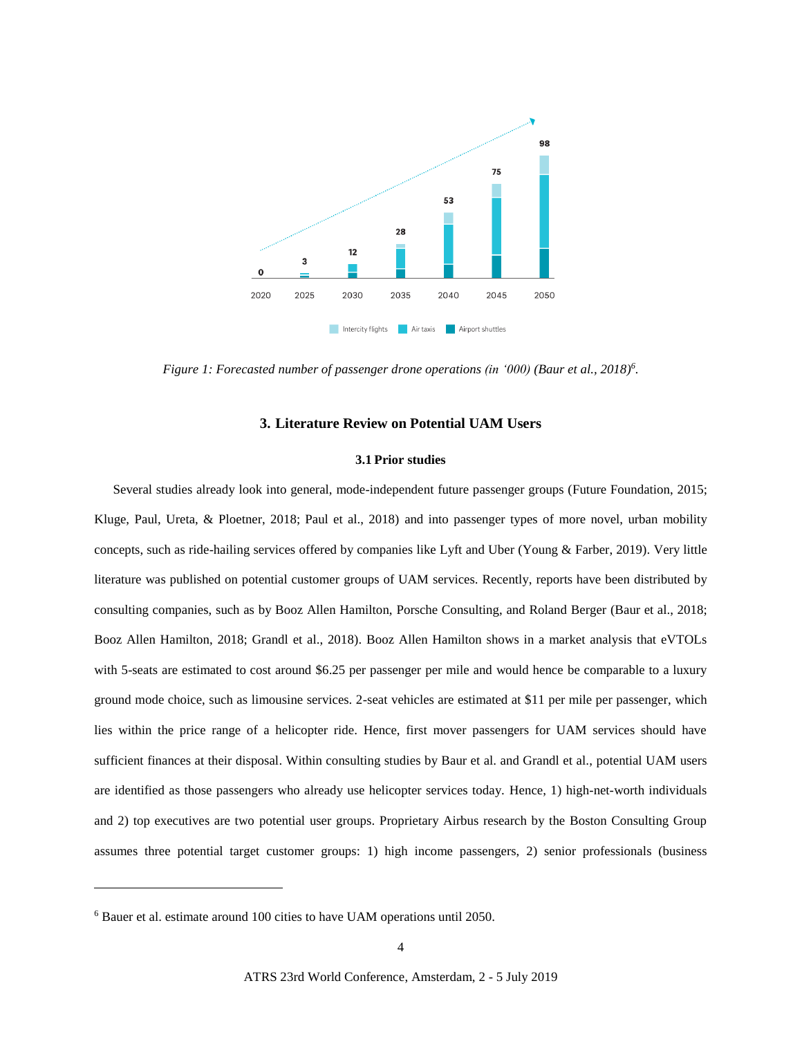*Figure 1: Forecasted number of passenger drone operations (in '000) (Baur et al., 2018)[6].*

## 3. Literature Review on Potential UAM Users

### 3.1 Prior studies

Several studies already look into general, mode-independent future passenger groups (Future Foundation, 2015; Kluge, Paul, Ureta, & Ploetner, 2018; Paul et al., 2018) and into passenger types of more novel, urban mobility concepts, such as ride-hailing services offered by companies like Lyft and Uber (Young & Farber, 2019). Very little literature was published on potential customer groups of UAM services. Recently, reports have been distributed by consulting companies, such as by Booz Allen Hamilton, Porsche Consulting, and Roland Berger (Baur et al., 2018; Booz Allen Hamilton, 2018; Grandl et al., 2018). Booz Allen Hamilton shows in a market analysis that eVTOLs with 5-seats are estimated to cost around $6.25 per passenger per mile and would hence be comparable to a luxury ground mode choice, such as limousine services. 2-seat vehicles are estimated at $11 per mile per passenger, which lies within the price range of a helicopter ride. Hence, first mover passengers for UAM services should have sufficient finances at their disposal. Within consulting studies by Baur et al. and Grandl et al., potential UAM users are identified as those passengers who already use helicopter services today. Hence, 1) high-net-worth individuals and 2) top executives are two potential user groups. Proprietary Airbus research by the Boston Consulting Group assumes three potential target customer groups: 1) high income passengers, 2) senior professionals (business

---

[6] Bauer et al. estimate around 100 cities to have UAM operations until 2050.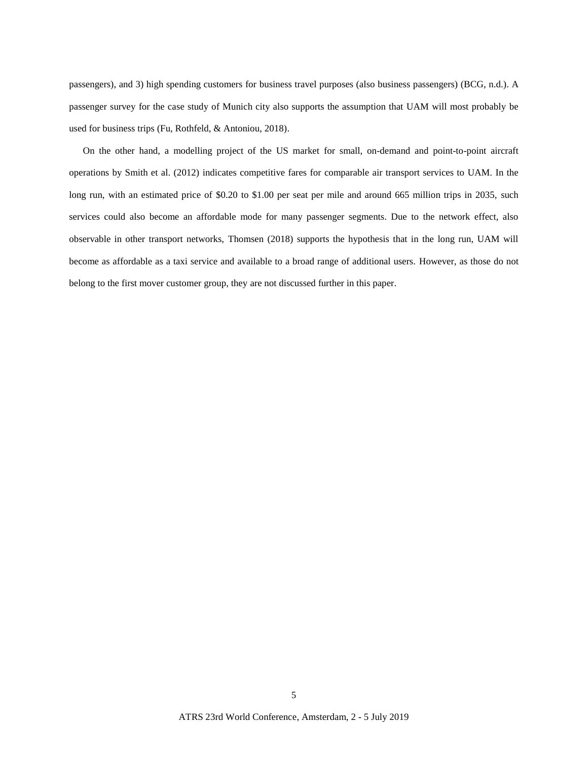passengers), and 3) high spending customers for business travel purposes (also business passengers) (BCG, n.d.). A passenger survey for the case study of Munich city also supports the assumption that UAM will most probably be used for business trips (Fu, Rothfeld, & Antoniou, 2018).

On the other hand, a modelling project of the US market for small, on-demand and point-to-point aircraft operations by Smith et al. (2012) indicates competitive fares for comparable air transport services to UAM. In the long run, with an estimated price of $0.20 to $1.00 per seat per mile and around 665 million trips in 2035, such services could also become an affordable mode for many passenger segments. Due to the network effect, also observable in other transport networks, Thomsen (2018) supports the hypothesis that in the long run, UAM will become as affordable as a taxi service and available to a broad range of additional users. However, as those do not belong to the first mover customer group, they are not discussed further in this paper.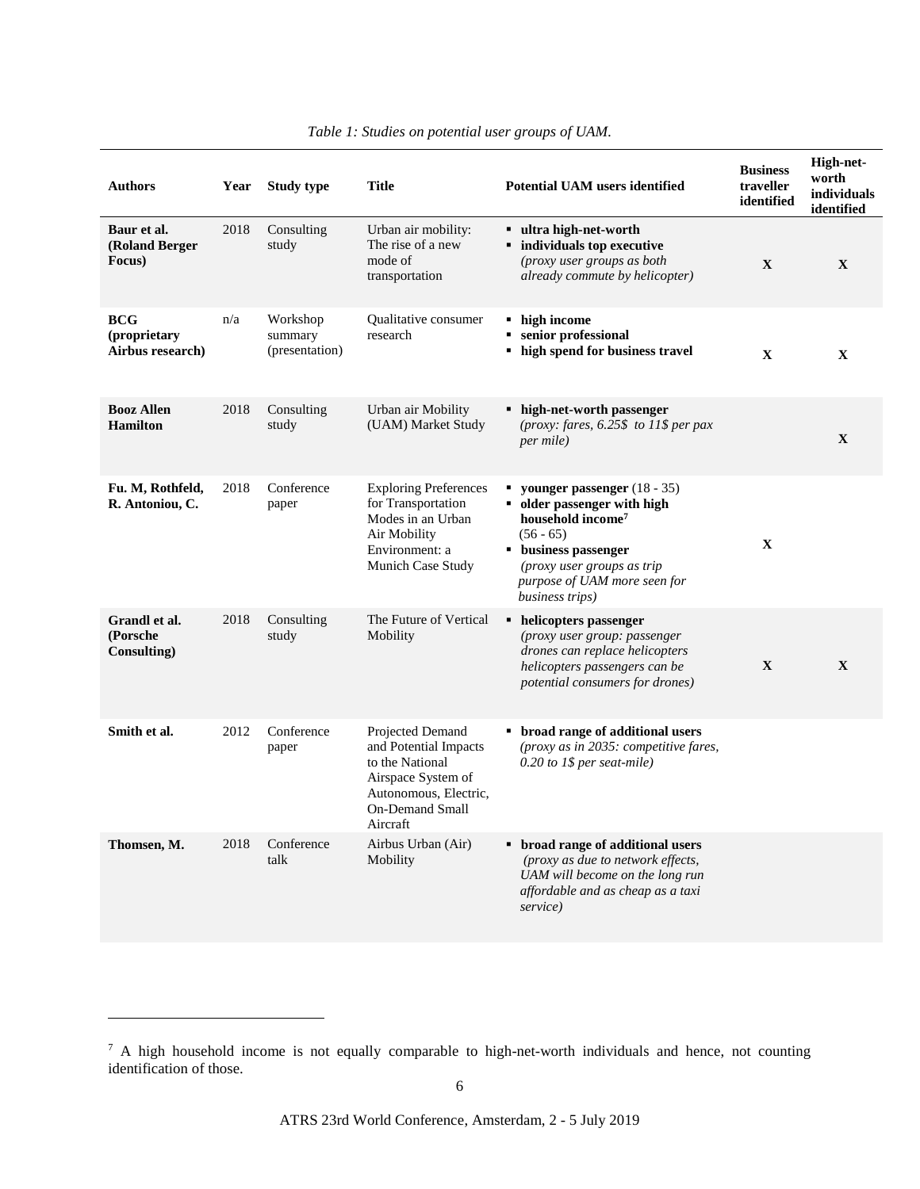*Table 1: Studies on potential user groups of UAM.*

| Authors | Year | Study type | Title | Potential UAM users identified | Business traveller identified | High-net-worth individuals identified |
|---|---|---|---|---|---|---|
| **Baur et al. (Roland Berger Focus)** | 2018 | Consulting study | Urban air mobility: The rise of a new mode of transportation | ▪ **ultra high-net-worth** <br> ▪ **individuals top executive** <br> *(proxy user groups as both already commute by helicopter)* | X | X |
| **BCG (proprietary Airbus research)** | n/a | Workshop summary (presentation) | Qualitative consumer research | ▪ **high income** <br> ▪ **senior professional** <br> ▪ **high spend for business travel** | X | X |
| **Booz Allen Hamilton** | 2018 | Consulting study | Urban air Mobility (UAM) Market Study | ▪ **high-net-worth passenger** <br> *(proxy: fares, 6.25$ to 11$ per pax per mile)* | | X |
| **Fu. M, Rothfeld, R. Antoniou, C.** | 2018 | Conference paper | Exploring Preferences for Transportation Modes in an Urban Air Mobility Environment: a Munich Case Study | ▪ **younger passenger** (18 - 35) <br> ▪ **older passenger with high household income**[7] (56 - 65) <br> ▪ **business passenger** <br> *(proxy user groups as trip purpose of UAM more seen for business trips)* | X | |
| **Grandl et al. (Porsche Consulting)** | 2018 | Consulting study | The Future of Vertical Mobility | ▪ **helicopters passenger** <br> *(proxy user group: passenger drones can replace helicopters helicopters passengers can be potential consumers for drones)* | X | X |
| **Smith et al.** | 2012 | Conference paper | Projected Demand and Potential Impacts to the National Airspace System of Autonomous, Electric, On-Demand Small Aircraft | ▪ **broad range of additional users** <br> *(proxy as in 2035: competitive fares, 0.20 to 1$ per seat-mile)* | | |
| **Thomsen, M.** | 2018 | Conference talk | Airbus Urban (Air) Mobility | ▪ **broad range of additional users** <br> *(proxy as due to network effects, UAM will become on the long run affordable and as cheap as a taxi service)* | | |

[7] A high household income is not equally comparable to high-net-worth individuals and hence, not counting identification of those.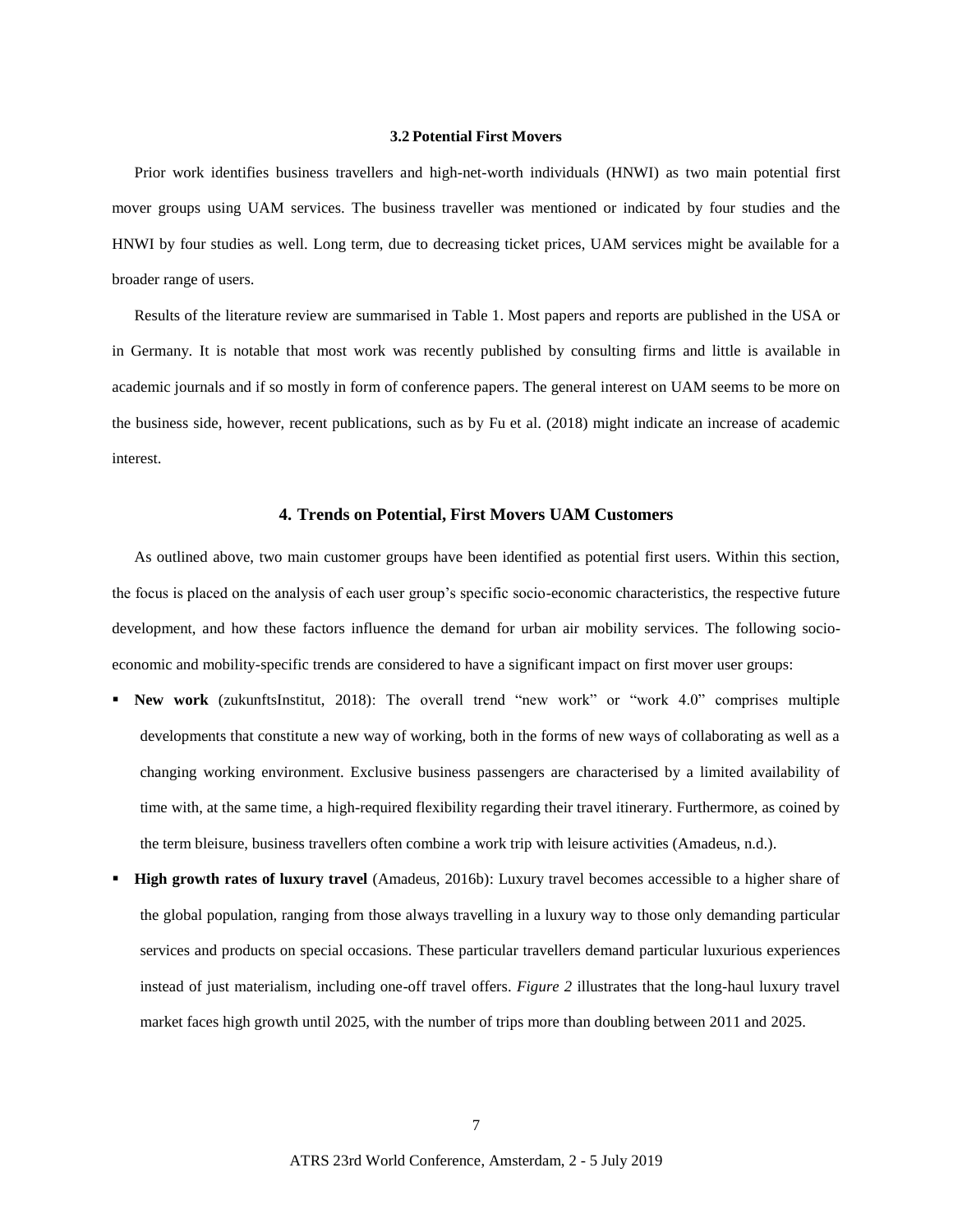### 3.2 Potential First Movers

Prior work identifies business travellers and high-net-worth individuals (HNWI) as two main potential first mover groups using UAM services. The business traveller was mentioned or indicated by four studies and the HNWI by four studies as well. Long term, due to decreasing ticket prices, UAM services might be available for a broader range of users.

Results of the literature review are summarised in Table 1. Most papers and reports are published in the USA or in Germany. It is notable that most work was recently published by consulting firms and little is available in academic journals and if so mostly in form of conference papers. The general interest on UAM seems to be more on the business side, however, recent publications, such as by Fu et al. (2018) might indicate an increase of academic interest.

## 4. Trends on Potential, First Movers UAM Customers

As outlined above, two main customer groups have been identified as potential first users. Within this section, the focus is placed on the analysis of each user group's specific socio-economic characteristics, the respective future development, and how these factors influence the demand for urban air mobility services. The following socio-economic and mobility-specific trends are considered to have a significant impact on first mover user groups:

- **New work** (zukunftsInstitut, 2018): The overall trend "new work" or "work 4.0" comprises multiple developments that constitute a new way of working, both in the forms of new ways of collaborating as well as a changing working environment. Exclusive business passengers are characterised by a limited availability of time with, at the same time, a high-required flexibility regarding their travel itinerary. Furthermore, as coined by the term bleisure, business travellers often combine a work trip with leisure activities (Amadeus, n.d.).
- **High growth rates of luxury travel** (Amadeus, 2016b): Luxury travel becomes accessible to a higher share of the global population, ranging from those always travelling in a luxury way to those only demanding particular services and products on special occasions. These particular travellers demand particular luxurious experiences instead of just materialism, including one-off travel offers. *Figure 2* illustrates that the long-haul luxury travel market faces high growth until 2025, with the number of trips more than doubling between 2011 and 2025.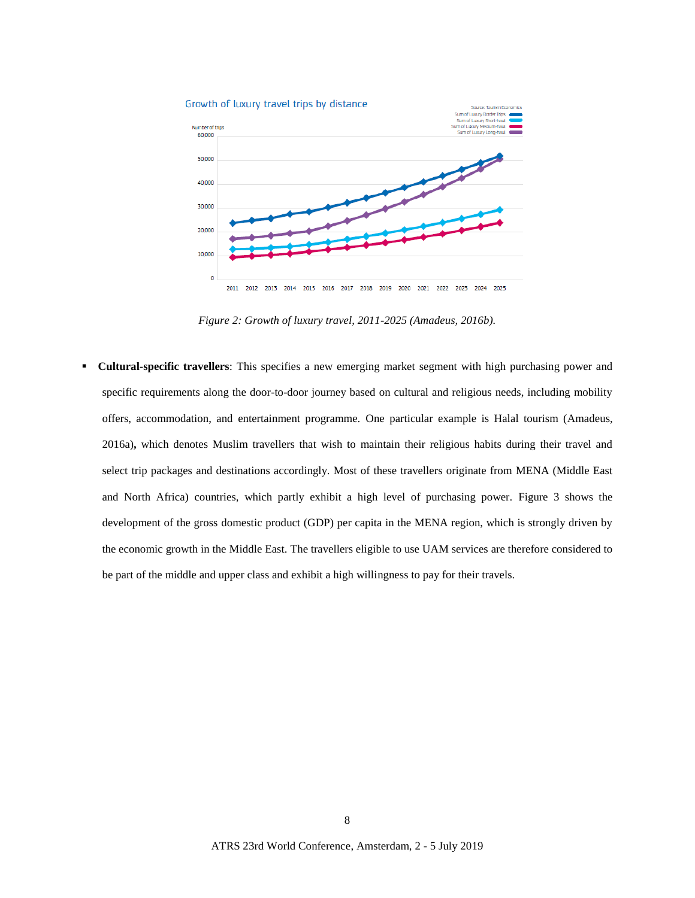*Figure 2: Growth of luxury travel, 2011-2025 (Amadeus, 2016b).*

- **Cultural-specific travellers**: This specifies a new emerging market segment with high purchasing power and specific requirements along the door-to-door journey based on cultural and religious needs, including mobility offers, accommodation, and entertainment programme. One particular example is Halal tourism (Amadeus, 2016a)**,** which denotes Muslim travellers that wish to maintain their religious habits during their travel and select trip packages and destinations accordingly. Most of these travellers originate from MENA (Middle East and North Africa) countries, which partly exhibit a high level of purchasing power. Figure 3 shows the development of the gross domestic product (GDP) per capita in the MENA region, which is strongly driven by the economic growth in the Middle East. The travellers eligible to use UAM services are therefore considered to be part of the middle and upper class and exhibit a high willingness to pay for their travels.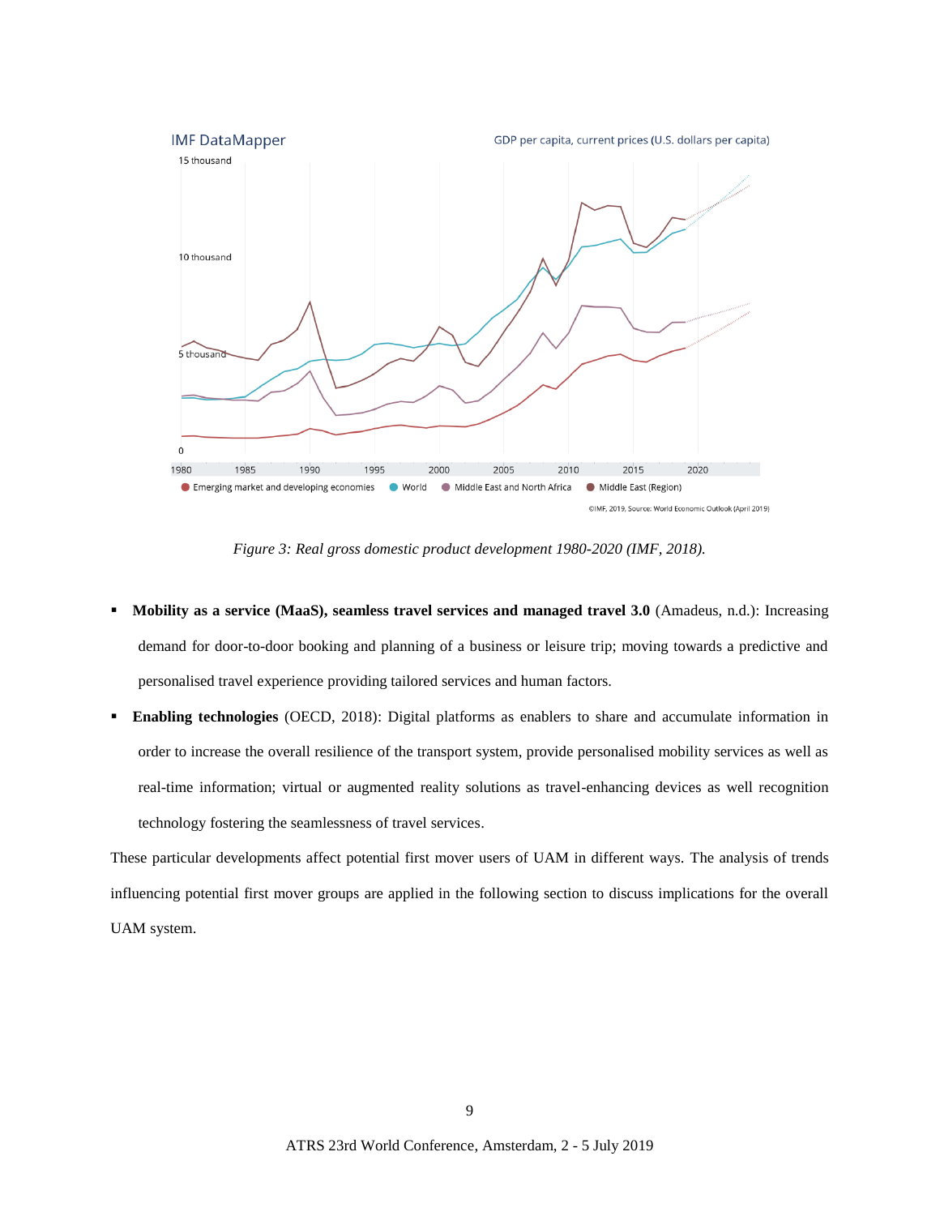*Figure 3: Real gross domestic product development 1980-2020 (IMF, 2018).*

- **Mobility as a service (MaaS), seamless travel services and managed travel 3.0** (Amadeus, n.d.): Increasing demand for door-to-door booking and planning of a business or leisure trip; moving towards a predictive and personalised travel experience providing tailored services and human factors.
- **Enabling technologies** (OECD, 2018): Digital platforms as enablers to share and accumulate information in order to increase the overall resilience of the transport system, provide personalised mobility services as well as real-time information; virtual or augmented reality solutions as travel-enhancing devices as well recognition technology fostering the seamlessness of travel services.

These particular developments affect potential first mover users of UAM in different ways. The analysis of trends influencing potential first mover groups are applied in the following section to discuss implications for the overall UAM system.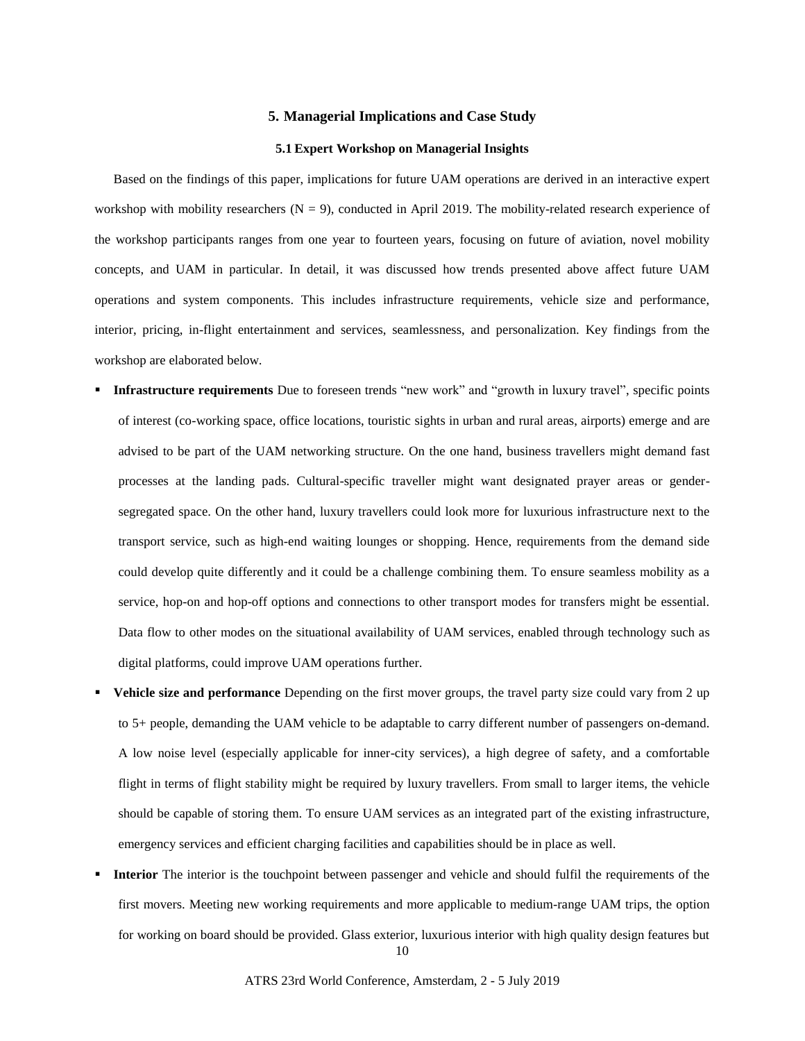## 5. Managerial Implications and Case Study

### 5.1 Expert Workshop on Managerial Insights

Based on the findings of this paper, implications for future UAM operations are derived in an interactive expert workshop with mobility researchers (N = 9), conducted in April 2019. The mobility-related research experience of the workshop participants ranges from one year to fourteen years, focusing on future of aviation, novel mobility concepts, and UAM in particular. In detail, it was discussed how trends presented above affect future UAM operations and system components. This includes infrastructure requirements, vehicle size and performance, interior, pricing, in-flight entertainment and services, seamlessness, and personalization. Key findings from the workshop are elaborated below.

- **Infrastructure requirements** Due to foreseen trends "new work" and "growth in luxury travel", specific points of interest (co-working space, office locations, touristic sights in urban and rural areas, airports) emerge and are advised to be part of the UAM networking structure. On the one hand, business travellers might demand fast processes at the landing pads. Cultural-specific traveller might want designated prayer areas or gender-segregated space. On the other hand, luxury travellers could look more for luxurious infrastructure next to the transport service, such as high-end waiting lounges or shopping. Hence, requirements from the demand side could develop quite differently and it could be a challenge combining them. To ensure seamless mobility as a service, hop-on and hop-off options and connections to other transport modes for transfers might be essential. Data flow to other modes on the situational availability of UAM services, enabled through technology such as digital platforms, could improve UAM operations further.
- **Vehicle size and performance** Depending on the first mover groups, the travel party size could vary from 2 up to 5+ people, demanding the UAM vehicle to be adaptable to carry different number of passengers on-demand. A low noise level (especially applicable for inner-city services), a high degree of safety, and a comfortable flight in terms of flight stability might be required by luxury travellers. From small to larger items, the vehicle should be capable of storing them. To ensure UAM services as an integrated part of the existing infrastructure, emergency services and efficient charging facilities and capabilities should be in place as well.
- **Interior** The interior is the touchpoint between passenger and vehicle and should fulfil the requirements of the first movers. Meeting new working requirements and more applicable to medium-range UAM trips, the option for working on board should be provided. Glass exterior, luxurious interior with high quality design features but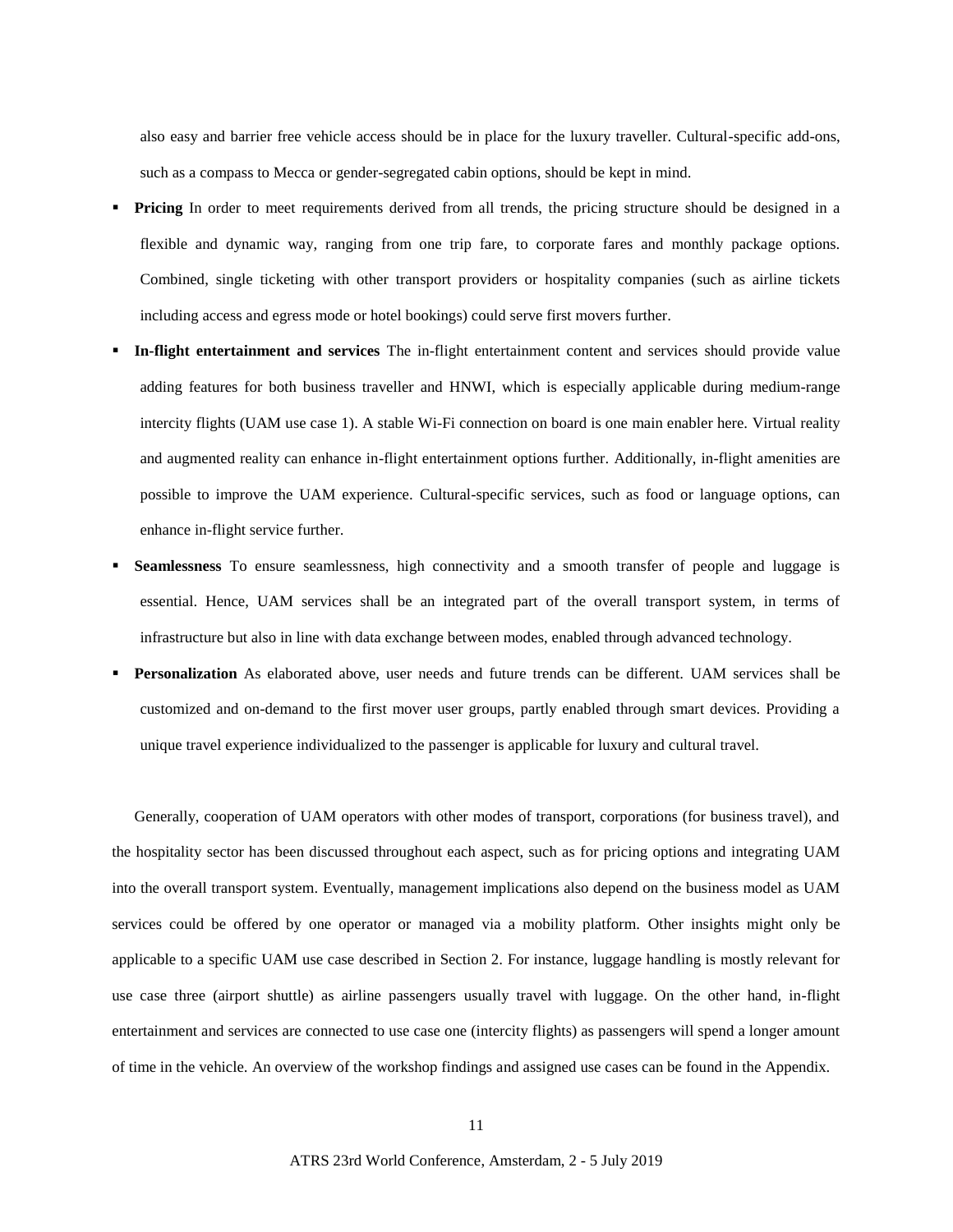also easy and barrier free vehicle access should be in place for the luxury traveller. Cultural-specific add-ons, such as a compass to Mecca or gender-segregated cabin options, should be kept in mind.

- **Pricing** In order to meet requirements derived from all trends, the pricing structure should be designed in a flexible and dynamic way, ranging from one trip fare, to corporate fares and monthly package options. Combined, single ticketing with other transport providers or hospitality companies (such as airline tickets including access and egress mode or hotel bookings) could serve first movers further.
- **In-flight entertainment and services** The in-flight entertainment content and services should provide value adding features for both business traveller and HNWI, which is especially applicable during medium-range intercity flights (UAM use case 1). A stable Wi-Fi connection on board is one main enabler here. Virtual reality and augmented reality can enhance in-flight entertainment options further. Additionally, in-flight amenities are possible to improve the UAM experience. Cultural-specific services, such as food or language options, can enhance in-flight service further.
- **Seamlessness** To ensure seamlessness, high connectivity and a smooth transfer of people and luggage is essential. Hence, UAM services shall be an integrated part of the overall transport system, in terms of infrastructure but also in line with data exchange between modes, enabled through advanced technology.
- **Personalization** As elaborated above, user needs and future trends can be different. UAM services shall be customized and on-demand to the first mover user groups, partly enabled through smart devices. Providing a unique travel experience individualized to the passenger is applicable for luxury and cultural travel.

Generally, cooperation of UAM operators with other modes of transport, corporations (for business travel), and the hospitality sector has been discussed throughout each aspect, such as for pricing options and integrating UAM into the overall transport system. Eventually, management implications also depend on the business model as UAM services could be offered by one operator or managed via a mobility platform. Other insights might only be applicable to a specific UAM use case described in Section 2. For instance, luggage handling is mostly relevant for use case three (airport shuttle) as airline passengers usually travel with luggage. On the other hand, in-flight entertainment and services are connected to use case one (intercity flights) as passengers will spend a longer amount of time in the vehicle. An overview of the workshop findings and assigned use cases can be found in the Appendix.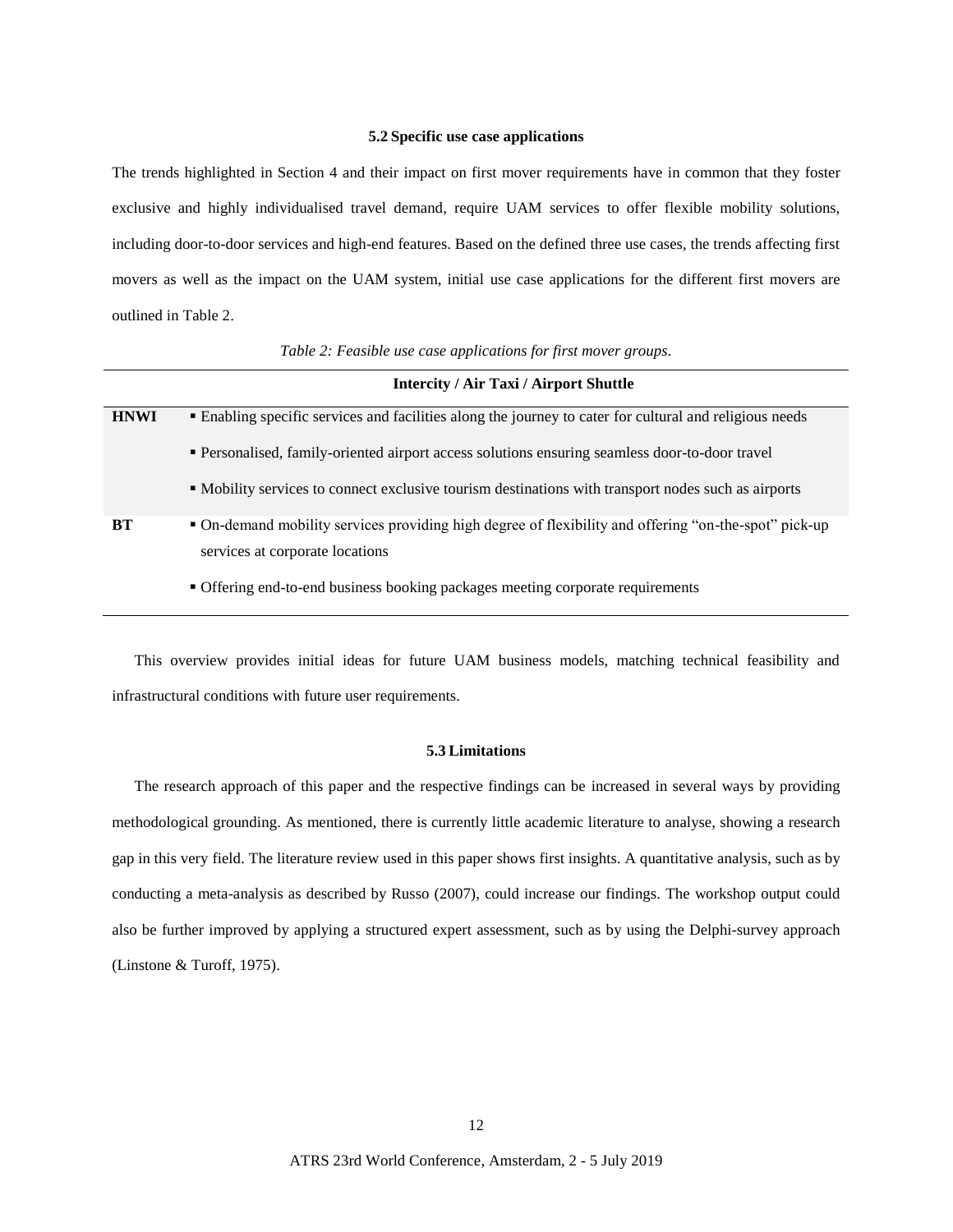### 5.2 Specific use case applications

The trends highlighted in Section 4 and their impact on first mover requirements have in common that they foster exclusive and highly individualised travel demand, require UAM services to offer flexible mobility solutions, including door-to-door services and high-end features. Based on the defined three use cases, the trends affecting first movers as well as the impact on the UAM system, initial use case applications for the different first movers are outlined in Table 2.

*Table 2: Feasible use case applications for first mover groups.*

| | Intercity / Air Taxi / Airport Shuttle |
|---|---|
| **HNWI** | ▪ Enabling specific services and facilities along the journey to cater for cultural and religious needs<br>▪ Personalised, family-oriented airport access solutions ensuring seamless door-to-door travel<br>▪ Mobility services to connect exclusive tourism destinations with transport nodes such as airports |
| **BT** | ▪ On-demand mobility services providing high degree of flexibility and offering "on-the-spot" pick-up services at corporate locations<br>▪ Offering end-to-end business booking packages meeting corporate requirements |

This overview provides initial ideas for future UAM business models, matching technical feasibility and infrastructural conditions with future user requirements.

### 5.3 Limitations

The research approach of this paper and the respective findings can be increased in several ways by providing methodological grounding. As mentioned, there is currently little academic literature to analyse, showing a research gap in this very field. The literature review used in this paper shows first insights. A quantitative analysis, such as by conducting a meta-analysis as described by Russo (2007), could increase our findings. The workshop output could also be further improved by applying a structured expert assessment, such as by using the Delphi-survey approach (Linstone & Turoff, 1975).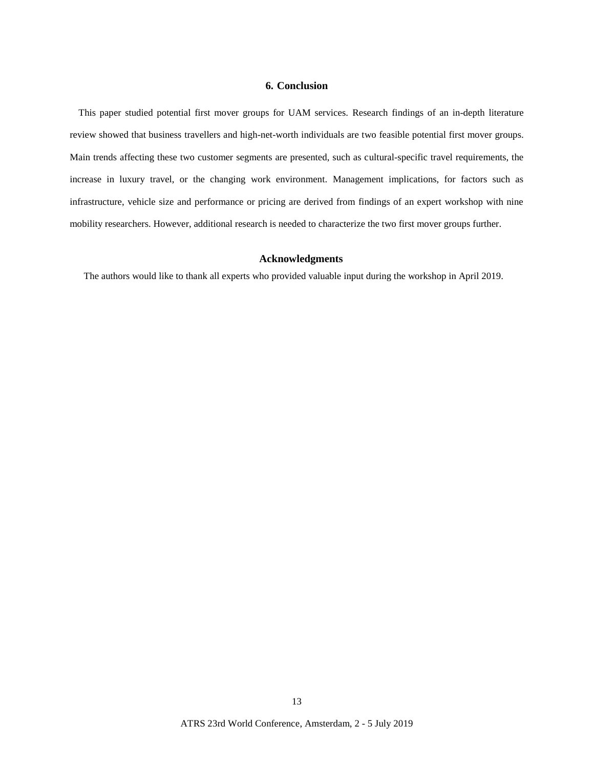## 6. Conclusion

This paper studied potential first mover groups for UAM services. Research findings of an in-depth literature review showed that business travellers and high-net-worth individuals are two feasible potential first mover groups. Main trends affecting these two customer segments are presented, such as cultural-specific travel requirements, the increase in luxury travel, or the changing work environment. Management implications, for factors such as infrastructure, vehicle size and performance or pricing are derived from findings of an expert workshop with nine mobility researchers. However, additional research is needed to characterize the two first mover groups further.

## Acknowledgments

The authors would like to thank all experts who provided valuable input during the workshop in April 2019.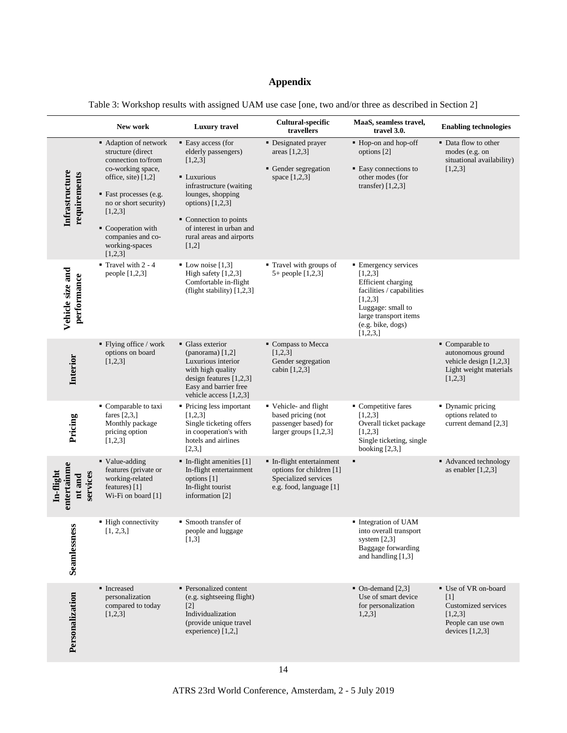# Appendix

Table 3: Workshop results with assigned UAM use case [one, two and/or three as described in Section 2]

| | New work | Luxury travel | Cultural-specific travellers | MaaS, seamless travel, travel 3.0. | Enabling technologies |
|---|---|---|---|---|---|
| **Infrastructure requirements** | ▪ Adaption of network structure (direct connection to/from co-working space, office, site) [1,2]<br>▪ Fast processes (e.g. no or short security) [1,2,3]<br>▪ Cooperation with companies and co-working-spaces [1,2,3] | ▪ Easy access (for elderly passengers) [1,2,3]<br>▪ Luxurious infrastructure (waiting lounges, shopping options) [1,2,3]<br>▪ Connection to points of interest in urban and rural areas and airports [1,2] | ▪ Designated prayer areas [1,2,3]<br>▪ Gender segregation space [1,2,3] | ▪ Hop-on and hop-off options [2]<br>▪ Easy connections to other modes (for transfer) [1,2,3] | ▪ Data flow to other modes (e.g. on situational availability) [1,2,3] |
| **Vehicle size and performance** | ▪ Travel with 2 - 4 people [1,2,3] | ▪ Low noise [1,3] High safety [1,2,3] Comfortable in-flight (flight stability) [1,2,3] | ▪ Travel with groups of 5+ people [1,2,3] | ▪ Emergency services [1,2,3] Efficient charging facilities / capabilities [1,2,3] Luggage: small to large transport items (e.g. bike, dogs) [1,2,3,] | |
| **Interior** | ▪ Flying office / work options on board [1,2,3] | ▪ Glass exterior (panorama) [1,2] Luxurious interior with high quality design features [1,2,3] Easy and barrier free vehicle access [1,2,3] | ▪ Compass to Mecca [1,2,3] Gender segregation cabin [1,2,3] | | ▪ Comparable to autonomous ground vehicle design [1,2,3] Light weight materials [1,2,3] |
| **Pricing** | ▪ Comparable to taxi fares [2,3,] Monthly package pricing option [1,2,3] | ▪ Pricing less important [1,2,3] Single ticketing offers in cooperation's with hotels and airlines [2,3,] | ▪ Vehicle- and flight based pricing (not passenger based) for larger groups [1,2,3] | ▪ Competitive fares [1,2,3] Overall ticket package [1,2,3] Single ticketing, single booking [2,3,] | ▪ Dynamic pricing options related to current demand [2,3] |
| **In-flight entertainment and services** | ▪ Value-adding features (private or working-related features) [1] Wi-Fi on board [1] | ▪ In-flight amenities [1] In-flight entertainment options [1] In-flight tourist information [2] | ▪ In-flight entertainment options for children [1] Specialized services e.g. food, language [1] | ▪ | ▪ Advanced technology as enabler [1,2,3] |
| **Seamlessness** | ▪ High connectivity [1, 2,3,] | ▪ Smooth transfer of people and luggage [1,3] | | ▪ Integration of UAM into overall transport system [2,3] Baggage forwarding and handling [1,3] | |
| **Personalization** | ▪ Increased personalization compared to today [1,2,3] | ▪ Personalized content (e.g. sightseeing flight) [2] Individualization (provide unique travel experience) [1,2,] | | ▪ On-demand [2,3] Use of smart device for personalization 1,2,3] | ▪ Use of VR on-board [1] Customized services [1,2,3] People can use own devices [1,2,3] |

ATRS 23rd World Conference, Amsterdam, 2 - 5 July 2019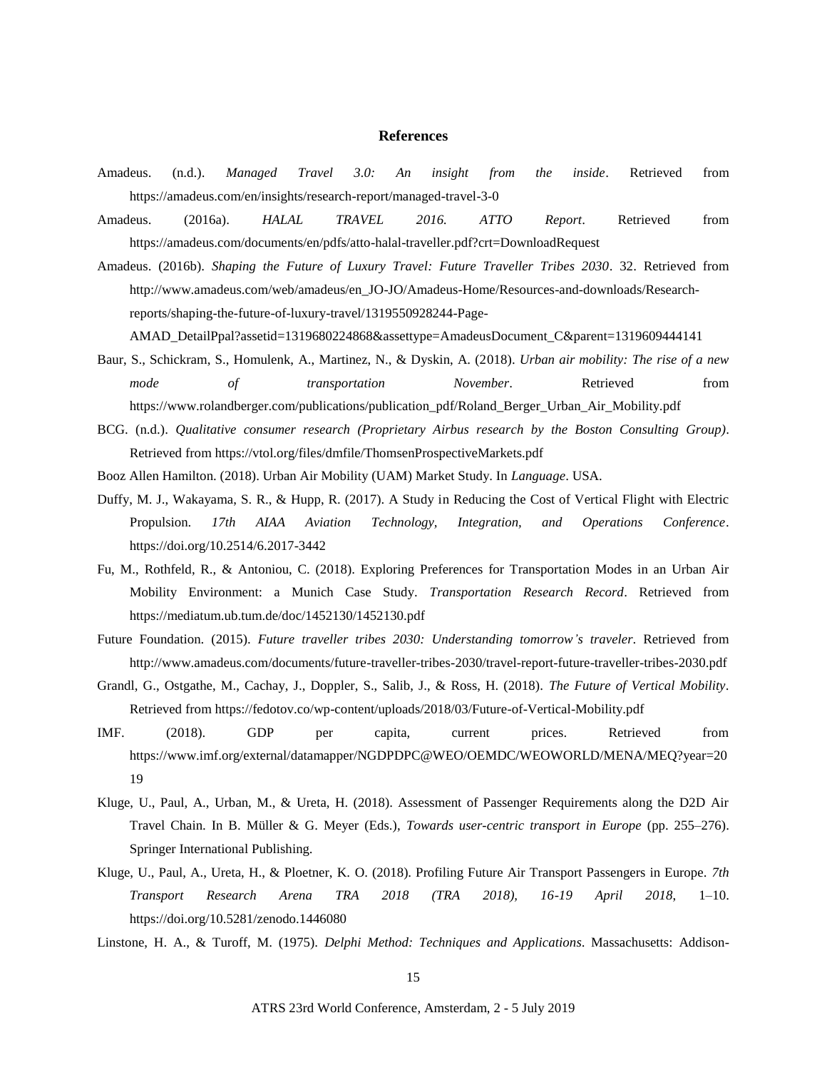**References**

Amadeus. (n.d.). *Managed Travel 3.0: An insight from the inside*. Retrieved from https://amadeus.com/en/insights/research-report/managed-travel-3-0

Amadeus. (2016a). *HALAL TRAVEL 2016. ATTO Report*. Retrieved from https://amadeus.com/documents/en/pdfs/atto-halal-traveller.pdf?crt=DownloadRequest

Amadeus. (2016b). *Shaping the Future of Luxury Travel: Future Traveller Tribes 2030*. 32. Retrieved from http://www.amadeus.com/web/amadeus/en_JO-JO/Amadeus-Home/Resources-and-downloads/Research-reports/shaping-the-future-of-luxury-travel/1319550928244-Page-AMAD_DetailPpal?assetid=1319680224868&assettype=AmadeusDocument_C&parent=1319609444141

Baur, S., Schickram, S., Homulenk, A., Martinez, N., & Dyskin, A. (2018). *Urban air mobility: The rise of a new mode of transportation November*. Retrieved from https://www.rolandberger.com/publications/publication_pdf/Roland_Berger_Urban_Air_Mobility.pdf

BCG. (n.d.). *Qualitative consumer research (Proprietary Airbus research by the Boston Consulting Group)*. Retrieved from https://vtol.org/files/dmfile/ThomsenProspectiveMarkets.pdf

Booz Allen Hamilton. (2018). Urban Air Mobility (UAM) Market Study. In *Language*. USA.

Duffy, M. J., Wakayama, S. R., & Hupp, R. (2017). A Study in Reducing the Cost of Vertical Flight with Electric Propulsion. *17th AIAA Aviation Technology, Integration, and Operations Conference*. https://doi.org/10.2514/6.2017-3442

Fu, M., Rothfeld, R., & Antoniou, C. (2018). Exploring Preferences for Transportation Modes in an Urban Air Mobility Environment: a Munich Case Study. *Transportation Research Record*. Retrieved from https://mediatum.ub.tum.de/doc/1452130/1452130.pdf

Future Foundation. (2015). *Future traveller tribes 2030: Understanding tomorrow's traveler*. Retrieved from http://www.amadeus.com/documents/future-traveller-tribes-2030/travel-report-future-traveller-tribes-2030.pdf

Grandl, G., Ostgathe, M., Cachay, J., Doppler, S., Salib, J., & Ross, H. (2018). *The Future of Vertical Mobility*. Retrieved from https://fedotov.co/wp-content/uploads/2018/03/Future-of-Vertical-Mobility.pdf

IMF. (2018). GDP per capita, current prices. Retrieved from https://www.imf.org/external/datamapper/NGDPDPC@WEO/OEMDC/WEOWORLD/MENA/MEQ?year=2019

Kluge, U., Paul, A., Urban, M., & Ureta, H. (2018). Assessment of Passenger Requirements along the D2D Air Travel Chain. In B. Müller & G. Meyer (Eds.), *Towards user-centric transport in Europe* (pp. 255–276). Springer International Publishing.

Kluge, U., Paul, A., Ureta, H., & Ploetner, K. O. (2018). Profiling Future Air Transport Passengers in Europe. *7th Transport Research Arena TRA 2018 (TRA 2018), 16-19 April 2018*, 1–10. https://doi.org/10.5281/zenodo.1446080

Linstone, H. A., & Turoff, M. (1975). *Delphi Method: Techniques and Applications*. Massachusetts: Addison-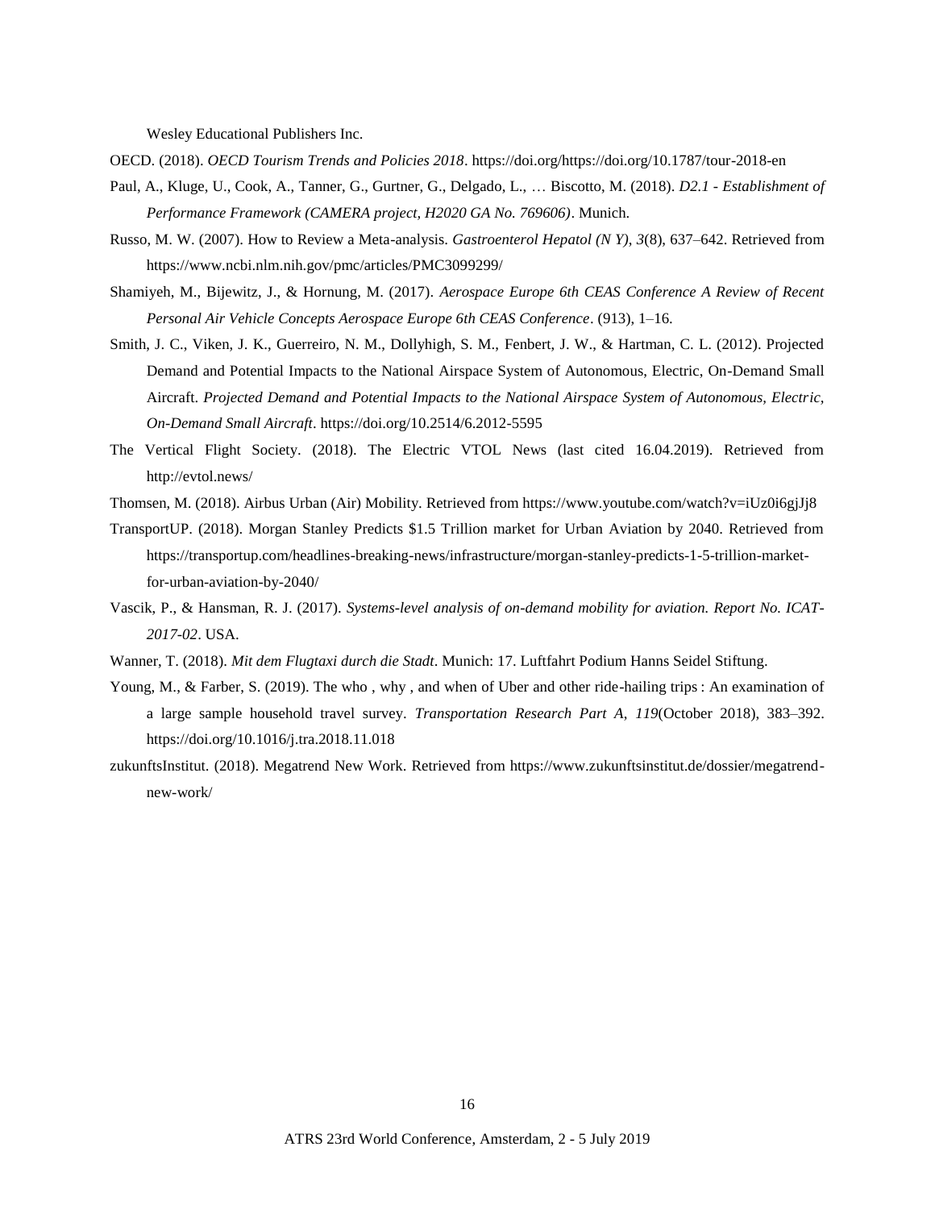Wesley Educational Publishers Inc.

OECD. (2018). *OECD Tourism Trends and Policies 2018*. https://doi.org/https://doi.org/10.1787/tour-2018-en

Paul, A., Kluge, U., Cook, A., Tanner, G., Gurtner, G., Delgado, L., … Biscotto, M. (2018). *D2.1 - Establishment of Performance Framework (CAMERA project, H2020 GA No. 769606)*. Munich.

Russo, M. W. (2007). How to Review a Meta-analysis. *Gastroenterol Hepatol (N Y)*, *3*(8), 637–642. Retrieved from https://www.ncbi.nlm.nih.gov/pmc/articles/PMC3099299/

Shamiyeh, M., Bijewitz, J., & Hornung, M. (2017). *Aerospace Europe 6th CEAS Conference A Review of Recent Personal Air Vehicle Concepts Aerospace Europe 6th CEAS Conference*. (913), 1–16.

Smith, J. C., Viken, J. K., Guerreiro, N. M., Dollyhigh, S. M., Fenbert, J. W., & Hartman, C. L. (2012). Projected Demand and Potential Impacts to the National Airspace System of Autonomous, Electric, On-Demand Small Aircraft. *Projected Demand and Potential Impacts to the National Airspace System of Autonomous, Electric, On-Demand Small Aircraft*. https://doi.org/10.2514/6.2012-5595

The Vertical Flight Society. (2018). The Electric VTOL News (last cited 16.04.2019). Retrieved from http://evtol.news/

Thomsen, M. (2018). Airbus Urban (Air) Mobility. Retrieved from https://www.youtube.com/watch?v=iUz0i6gjJj8

TransportUP. (2018). Morgan Stanley Predicts $1.5 Trillion market for Urban Aviation by 2040. Retrieved from https://transportup.com/headlines-breaking-news/infrastructure/morgan-stanley-predicts-1-5-trillion-market-for-urban-aviation-by-2040/

Vascik, P., & Hansman, R. J. (2017). *Systems-level analysis of on-demand mobility for aviation. Report No. ICAT-2017-02*. USA.

Wanner, T. (2018). *Mit dem Flugtaxi durch die Stadt*. Munich: 17. Luftfahrt Podium Hanns Seidel Stiftung.

Young, M., & Farber, S. (2019). The who , why , and when of Uber and other ride-hailing trips : An examination of a large sample household travel survey. *Transportation Research Part A*, *119*(October 2018), 383–392. https://doi.org/10.1016/j.tra.2018.11.018

zukunftsInstitut. (2018). Megatrend New Work. Retrieved from https://www.zukunftsinstitut.de/dossier/megatrend-new-work/